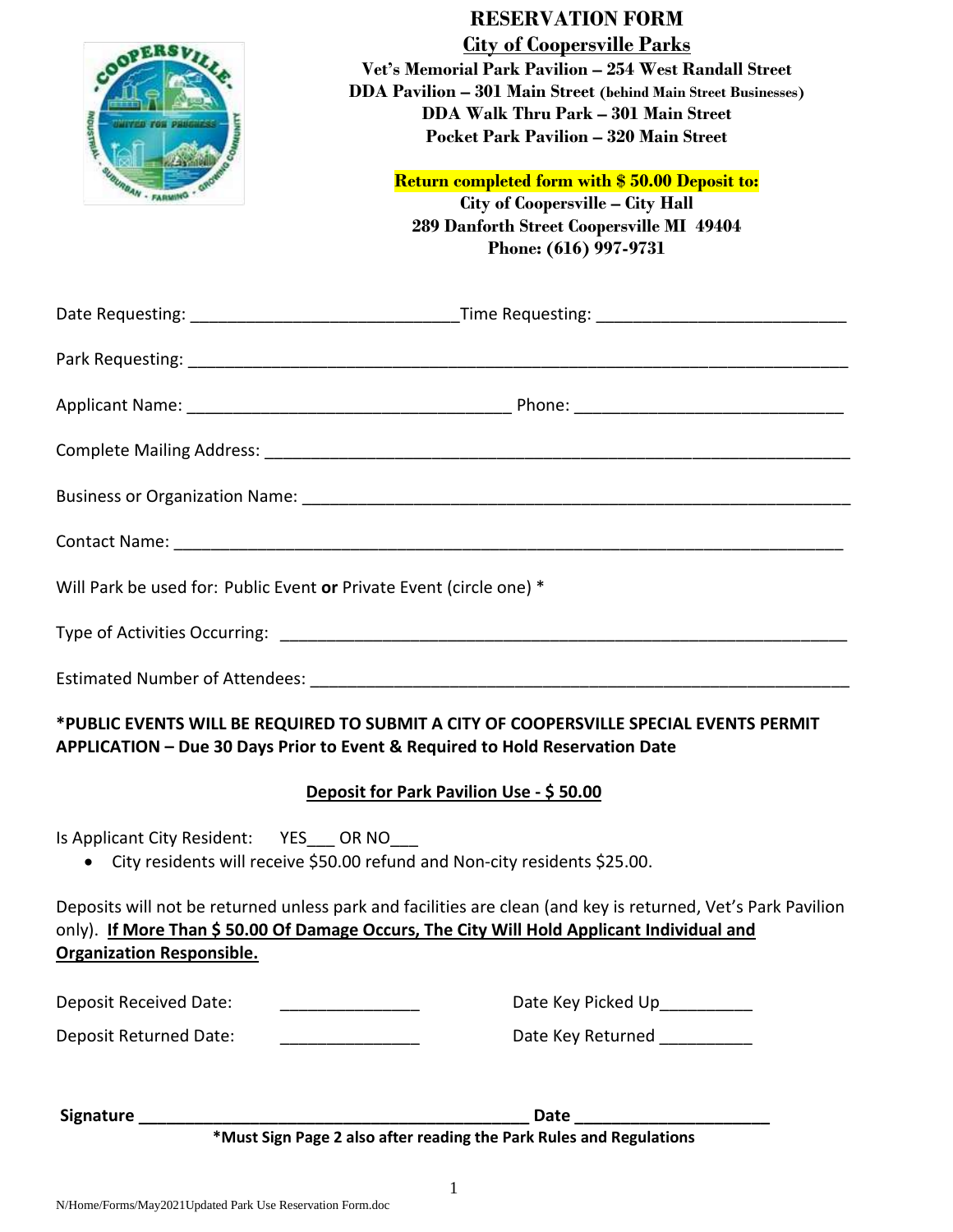# RESERVATION FORM

## City of Coopersville Parks

**Vet's Memorial Park Pavilion – 254 West Randall Street**
**DDA Pavilion – 301 Main Street (behind Main Street Businesses)**
**DDA Walk Thru Park – 301 Main Street**
**Pocket Park Pavilion – 320 Main Street**

**Return completed form with $ 50.00 Deposit to:**
**City of Coopersville – City Hall**
**289 Danforth Street Coopersville MI 49404**
**Phone: (616) 997-9731**

Date Requesting: ____________________________ Time Requesting: __________________________

Park Requesting: _____________________________________________________________________

Applicant Name: __________________________________ Phone: ____________________________

Complete Mailing Address: ______________________________________________________________

Business or Organization Name: _________________________________________________________

Contact Name: _______________________________________________________________________

Will Park be used for: Public Event **or** Private Event (circle one) *

Type of Activities Occurring: ____________________________________________________________

Estimated Number of Attendees: _________________________________________________________

**\*PUBLIC EVENTS WILL BE REQUIRED TO SUBMIT A CITY OF COOPERSVILLE SPECIAL EVENTS PERMIT APPLICATION – Due 30 Days Prior to Event & Required to Hold Reservation Date**

**Deposit for Park Pavilion Use - $ 50.00**

Is Applicant City Resident: YES___ OR NO___

- City residents will receive $50.00 refund and Non-city residents $25.00.

Deposits will not be returned unless park and facilities are clean (and key is returned, Vet's Park Pavilion only). **If More Than $ 50.00 Of Damage Occurs, The City Will Hold Applicant Individual and Organization Responsible.**

Deposit Received Date: _______________ Date Key Picked Up__________

Deposit Returned Date: _______________ Date Key Returned __________

**Signature __________________________________________ Date ____________________**

**\*Must Sign Page 2 also after reading the Park Rules and Regulations**

N/Home/Forms/May2021Updated Park Use Reservation Form.doc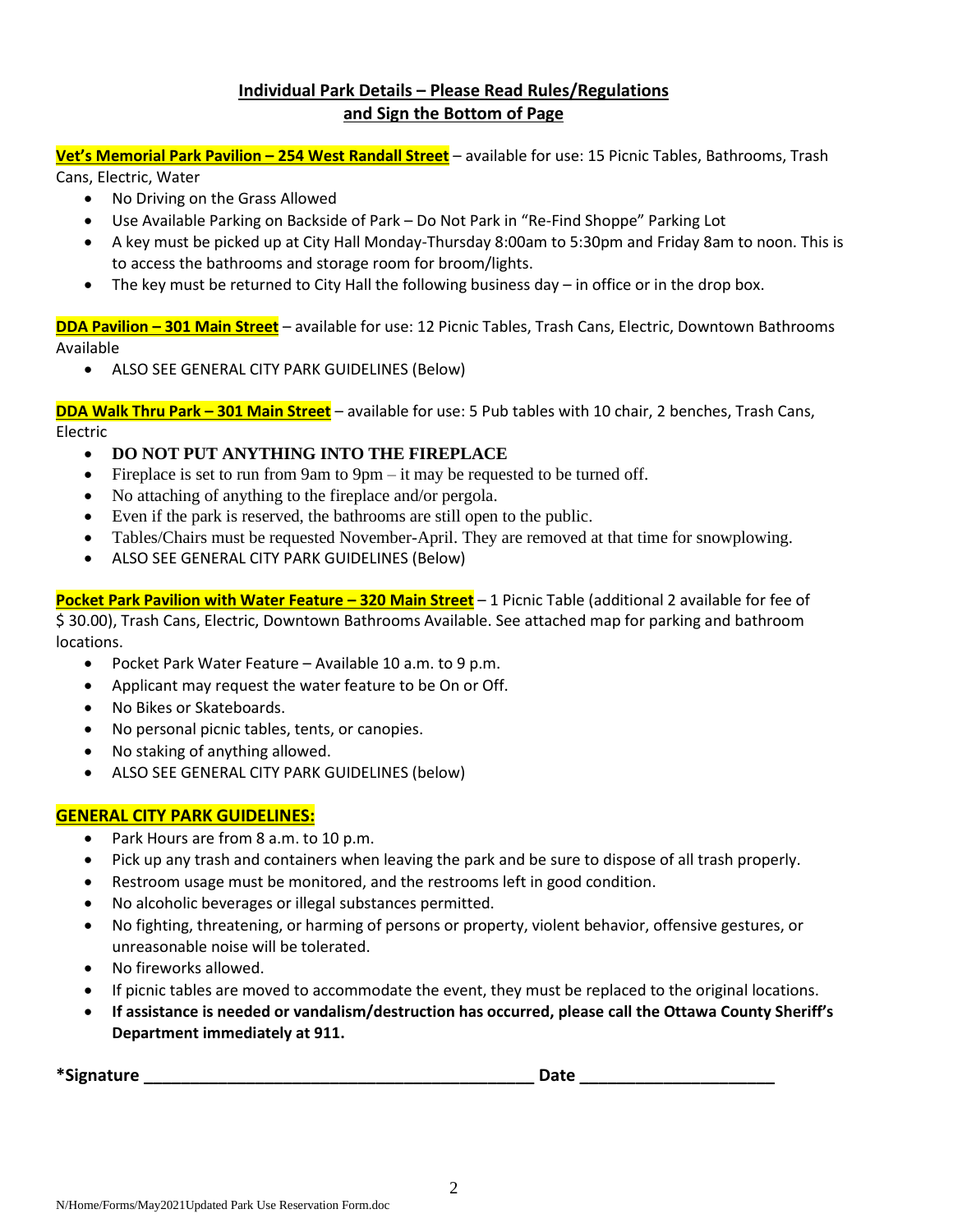## Individual Park Details – Please Read Rules/Regulations and Sign the Bottom of Page

**Vet's Memorial Park Pavilion – 254 West Randall Street** – available for use: 15 Picnic Tables, Bathrooms, Trash Cans, Electric, Water

- No Driving on the Grass Allowed
- Use Available Parking on Backside of Park – Do Not Park in "Re-Find Shoppe" Parking Lot
- A key must be picked up at City Hall Monday-Thursday 8:00am to 5:30pm and Friday 8am to noon. This is to access the bathrooms and storage room for broom/lights.
- The key must be returned to City Hall the following business day – in office or in the drop box.

**DDA Pavilion – 301 Main Street** – available for use: 12 Picnic Tables, Trash Cans, Electric, Downtown Bathrooms Available

- ALSO SEE GENERAL CITY PARK GUIDELINES (Below)

**DDA Walk Thru Park – 301 Main Street** – available for use: 5 Pub tables with 10 chair, 2 benches, Trash Cans, Electric

- **DO NOT PUT ANYTHING INTO THE FIREPLACE**
- Fireplace is set to run from 9am to 9pm – it may be requested to be turned off.
- No attaching of anything to the fireplace and/or pergola.
- Even if the park is reserved, the bathrooms are still open to the public.
- Tables/Chairs must be requested November-April. They are removed at that time for snowplowing.
- ALSO SEE GENERAL CITY PARK GUIDELINES (Below)

**Pocket Park Pavilion with Water Feature – 320 Main Street** – 1 Picnic Table (additional 2 available for fee of $ 30.00), Trash Cans, Electric, Downtown Bathrooms Available. See attached map for parking and bathroom locations.

- Pocket Park Water Feature – Available 10 a.m. to 9 p.m.
- Applicant may request the water feature to be On or Off.
- No Bikes or Skateboards.
- No personal picnic tables, tents, or canopies.
- No staking of anything allowed.
- ALSO SEE GENERAL CITY PARK GUIDELINES (below)

**GENERAL CITY PARK GUIDELINES:**

- Park Hours are from 8 a.m. to 10 p.m.
- Pick up any trash and containers when leaving the park and be sure to dispose of all trash properly.
- Restroom usage must be monitored, and the restrooms left in good condition.
- No alcoholic beverages or illegal substances permitted.
- No fighting, threatening, or harming of persons or property, violent behavior, offensive gestures, or unreasonable noise will be tolerated.
- No fireworks allowed.
- If picnic tables are moved to accommodate the event, they must be replaced to the original locations.
- **If assistance is needed or vandalism/destruction has occurred, please call the Ottawa County Sheriff's Department immediately at 911.**

**\*Signature ____________________________________________ Date _____________________**

N/Home/Forms/May2021Updated Park Use Reservation Form.doc